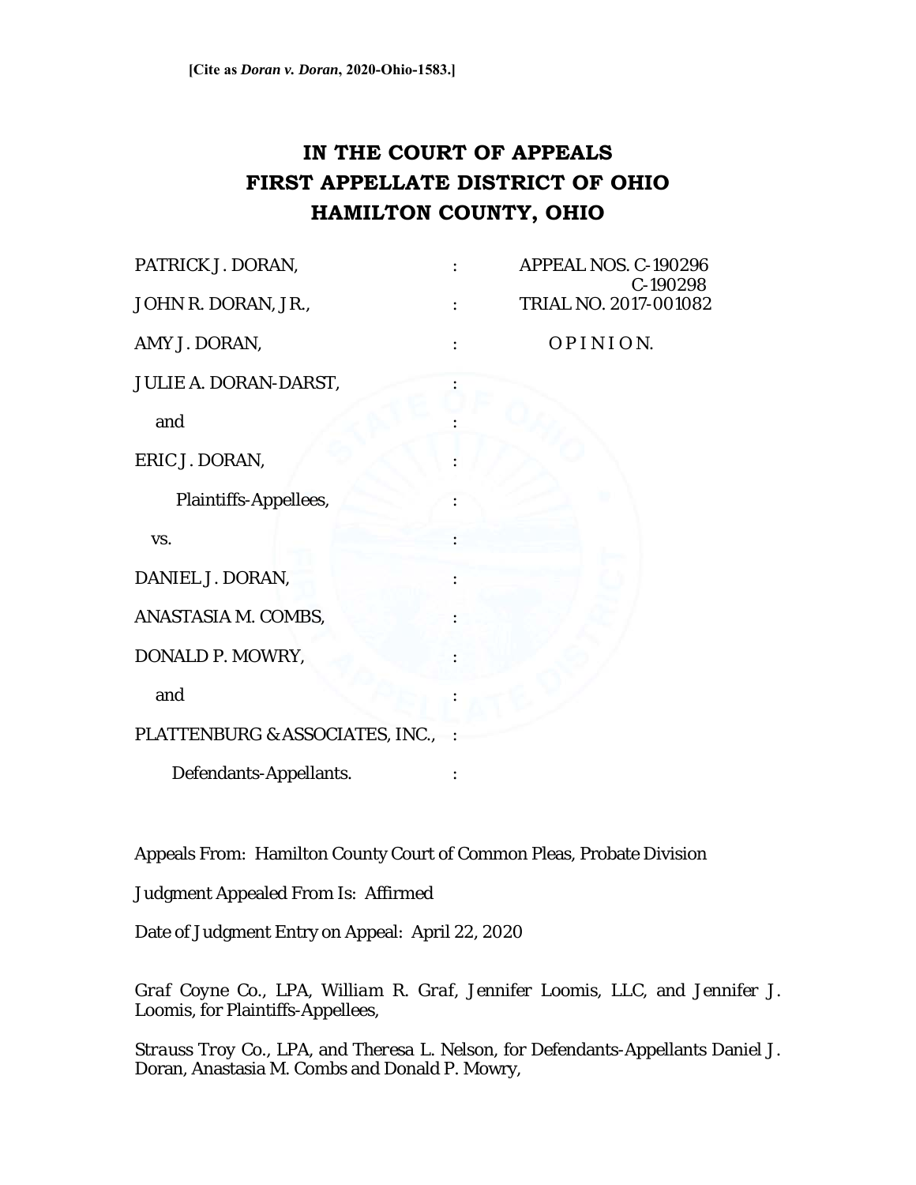**[Cite as *Doran v. Doran*, 2020-Ohio-1583.]**

# IN THE COURT OF APPEALS
# FIRST APPELLATE DISTRICT OF OHIO
# HAMILTON COUNTY, OHIO

| | | |
|---|---|---|
| PATRICK J. DORAN, | : | APPEAL NOS. C-190296 C-190298 |
| JOHN R. DORAN, JR., | : | TRIAL NO. 2017-001082 |
| AMY J. DORAN, | : | O P I N I O N. |
| JULIE A. DORAN-DARST, | : | |
| and | : | |
| ERIC J. DORAN, | : | |
| Plaintiffs-Appellees, | : | |
| vs. | : | |
| DANIEL J. DORAN, | : | |
| ANASTASIA M. COMBS, | : | |
| DONALD P. MOWRY, | : | |
| and | : | |
| PLATTENBURG & ASSOCIATES, INC., | : | |
| Defendants-Appellants. | : | |

Appeals From: Hamilton County Court of Common Pleas, Probate Division

Judgment Appealed From Is: Affirmed

Date of Judgment Entry on Appeal: April 22, 2020

*Graf Coyne Co., LPA, William R. Graf*, *Jennifer Loomis, LLC*, and *Jennifer J. Loomis*, for Plaintiffs-Appellees,

*Strauss Troy Co., LPA*, and *Theresa L. Nelson*, for Defendants-Appellants Daniel J. Doran, Anastasia M. Combs and Donald P. Mowry,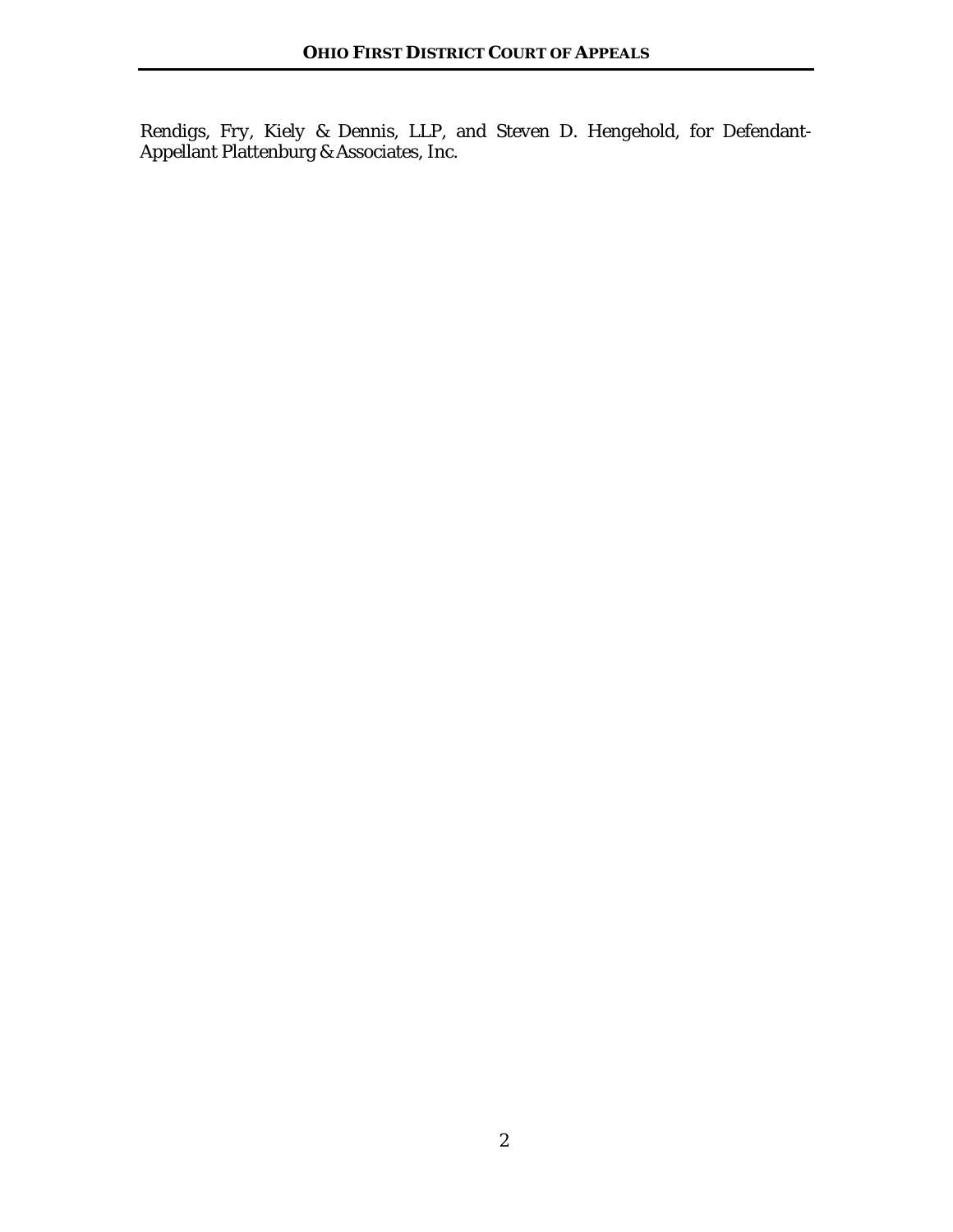Rendigs, Fry, Kiely & Dennis, LLP, and Steven D. Hengehold, for Defendant-Appellant Plattenburg & Associates, Inc.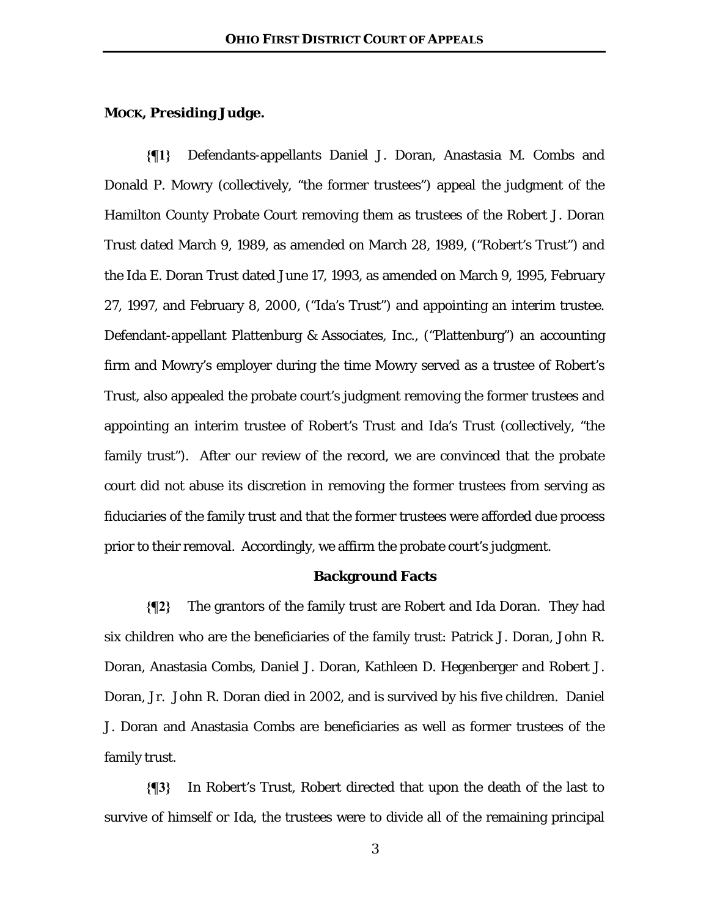**MOCK, Presiding Judge.**

**{¶1}** Defendants-appellants Daniel J. Doran, Anastasia M. Combs and Donald P. Mowry (collectively, "the former trustees") appeal the judgment of the Hamilton County Probate Court removing them as trustees of the Robert J. Doran Trust dated March 9, 1989, as amended on March 28, 1989, ("Robert's Trust") and the Ida E. Doran Trust dated June 17, 1993, as amended on March 9, 1995, February 27, 1997, and February 8, 2000, ("Ida's Trust") and appointing an interim trustee. Defendant-appellant Plattenburg & Associates, Inc., ("Plattenburg") an accounting firm and Mowry's employer during the time Mowry served as a trustee of Robert's Trust, also appealed the probate court's judgment removing the former trustees and appointing an interim trustee of Robert's Trust and Ida's Trust (collectively, "the family trust"). After our review of the record, we are convinced that the probate court did not abuse its discretion in removing the former trustees from serving as fiduciaries of the family trust and that the former trustees were afforded due process prior to their removal. Accordingly, we affirm the probate court's judgment.

## Background Facts

**{¶2}** The grantors of the family trust are Robert and Ida Doran. They had six children who are the beneficiaries of the family trust: Patrick J. Doran, John R. Doran, Anastasia Combs, Daniel J. Doran, Kathleen D. Hegenberger and Robert J. Doran, Jr. John R. Doran died in 2002, and is survived by his five children. Daniel J. Doran and Anastasia Combs are beneficiaries as well as former trustees of the family trust.

**{¶3}** In Robert's Trust, Robert directed that upon the death of the last to survive of himself or Ida, the trustees were to divide all of the remaining principal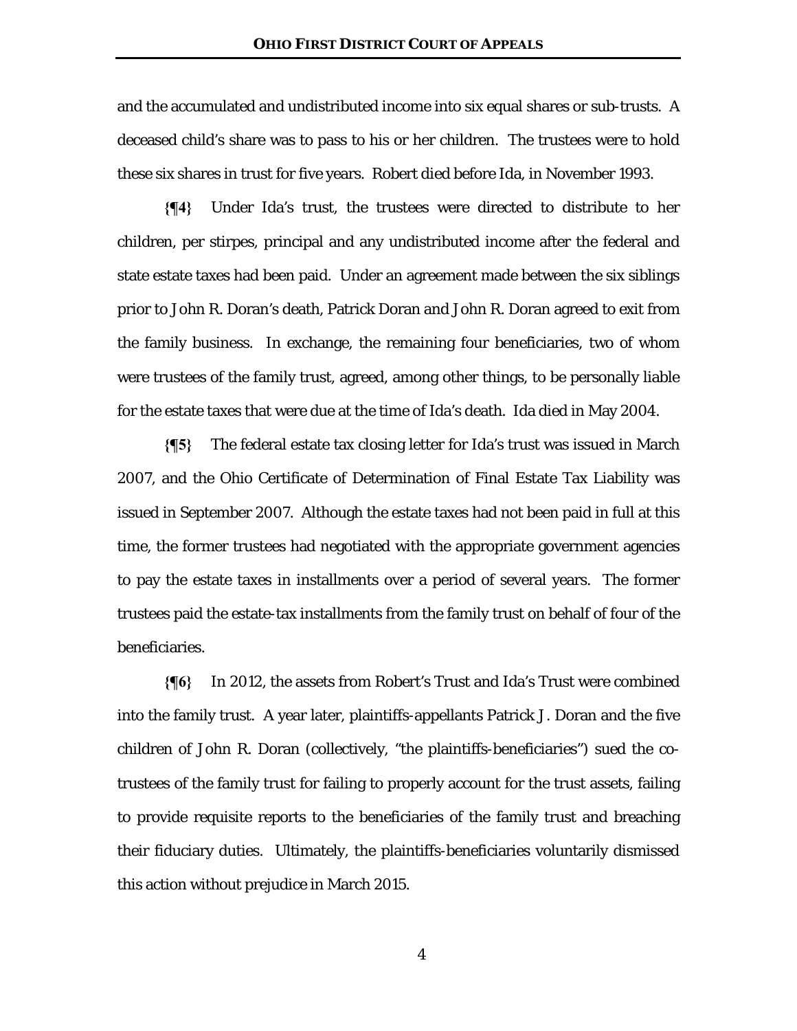and the accumulated and undistributed income into six equal shares or sub-trusts. A deceased child's share was to pass to his or her children. The trustees were to hold these six shares in trust for five years. Robert died before Ida, in November 1993.

**{¶4}** Under Ida's trust, the trustees were directed to distribute to her children, per stirpes, principal and any undistributed income after the federal and state estate taxes had been paid. Under an agreement made between the six siblings prior to John R. Doran's death, Patrick Doran and John R. Doran agreed to exit from the family business. In exchange, the remaining four beneficiaries, two of whom were trustees of the family trust, agreed, among other things, to be personally liable for the estate taxes that were due at the time of Ida's death. Ida died in May 2004.

**{¶5}** The federal estate tax closing letter for Ida's trust was issued in March 2007, and the Ohio Certificate of Determination of Final Estate Tax Liability was issued in September 2007. Although the estate taxes had not been paid in full at this time, the former trustees had negotiated with the appropriate government agencies to pay the estate taxes in installments over a period of several years. The former trustees paid the estate-tax installments from the family trust on behalf of four of the beneficiaries.

**{¶6}** In 2012, the assets from Robert's Trust and Ida's Trust were combined into the family trust. A year later, plaintiffs-appellants Patrick J. Doran and the five children of John R. Doran (collectively, "the plaintiffs-beneficiaries") sued the co-trustees of the family trust for failing to properly account for the trust assets, failing to provide requisite reports to the beneficiaries of the family trust and breaching their fiduciary duties. Ultimately, the plaintiffs-beneficiaries voluntarily dismissed this action without prejudice in March 2015.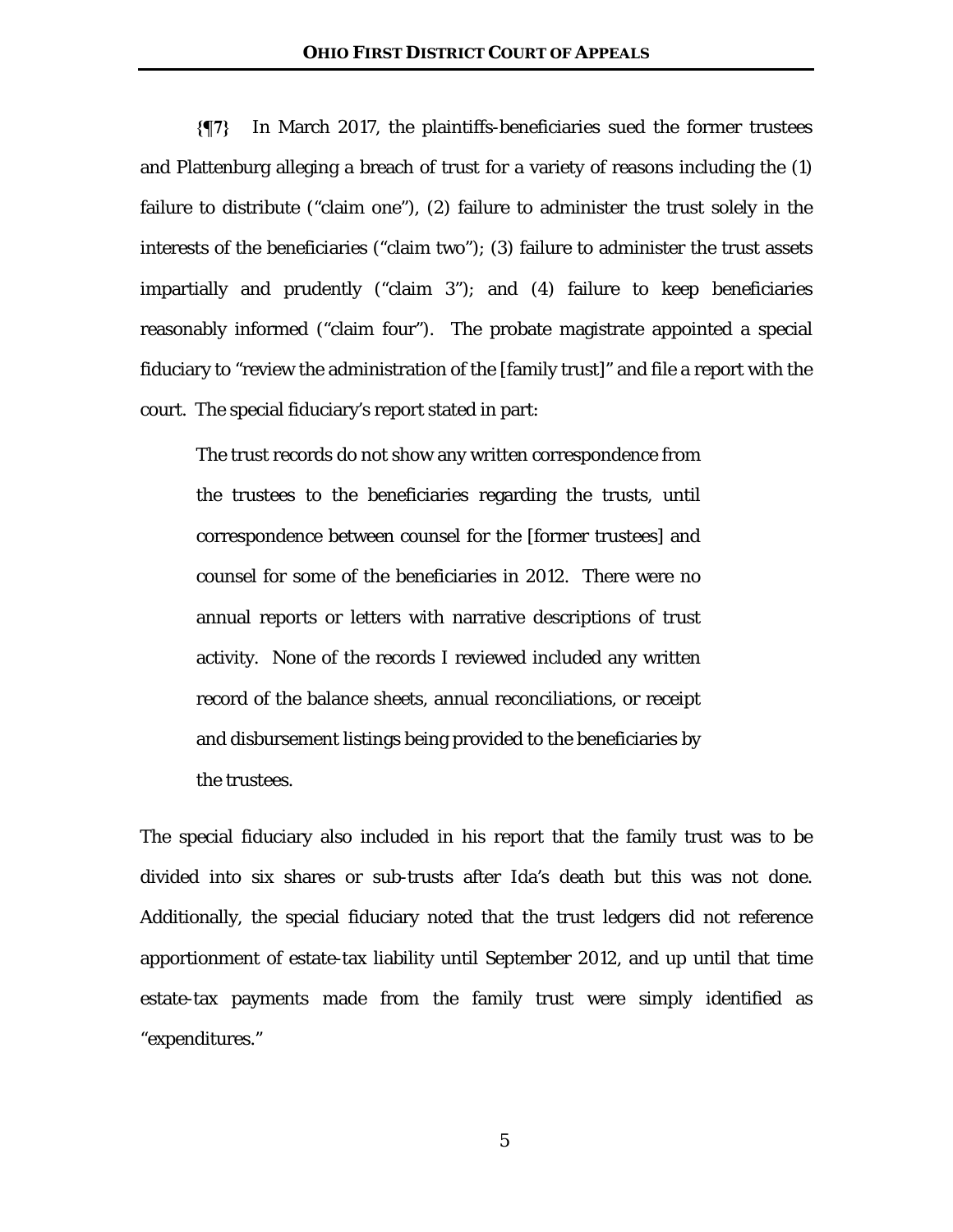{¶7} In March 2017, the plaintiffs-beneficiaries sued the former trustees and Plattenburg alleging a breach of trust for a variety of reasons including the (1) failure to distribute ("claim one"), (2) failure to administer the trust solely in the interests of the beneficiaries ("claim two"); (3) failure to administer the trust assets impartially and prudently ("claim 3"); and (4) failure to keep beneficiaries reasonably informed ("claim four"). The probate magistrate appointed a special fiduciary to "review the administration of the [family trust]" and file a report with the court. The special fiduciary's report stated in part:

> The trust records do not show any written correspondence from the trustees to the beneficiaries regarding the trusts, until correspondence between counsel for the [former trustees] and counsel for some of the beneficiaries in 2012. There were no annual reports or letters with narrative descriptions of trust activity. None of the records I reviewed included any written record of the balance sheets, annual reconciliations, or receipt and disbursement listings being provided to the beneficiaries by the trustees.

The special fiduciary also included in his report that the family trust was to be divided into six shares or sub-trusts after Ida's death but this was not done. Additionally, the special fiduciary noted that the trust ledgers did not reference apportionment of estate-tax liability until September 2012, and up until that time estate-tax payments made from the family trust were simply identified as "expenditures."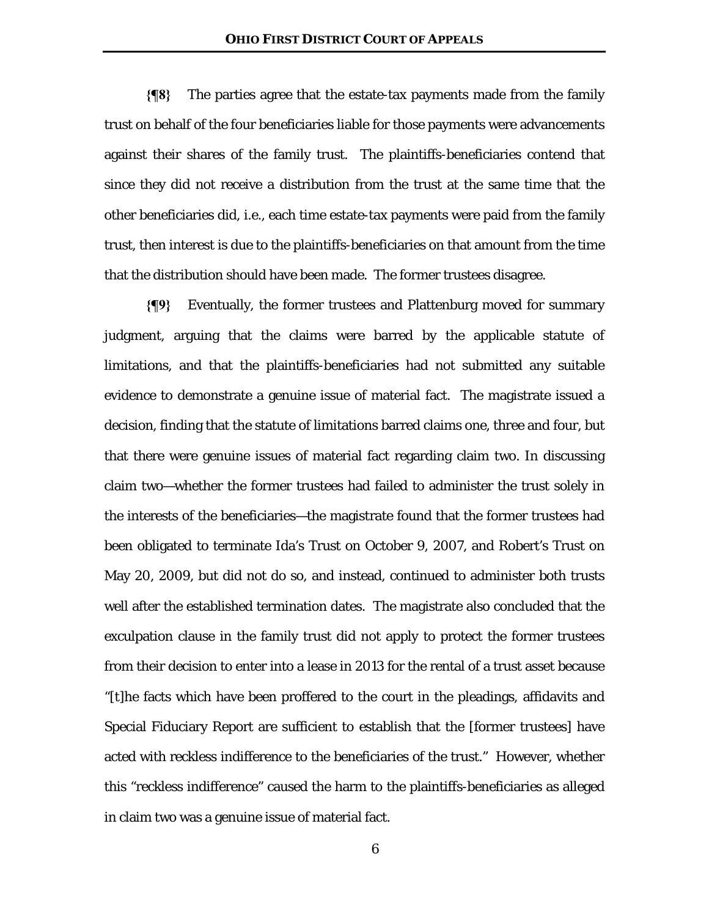**{¶8}** The parties agree that the estate-tax payments made from the family trust on behalf of the four beneficiaries liable for those payments were advancements against their shares of the family trust. The plaintiffs-beneficiaries contend that since they did not receive a distribution from the trust at the same time that the other beneficiaries did, i.e., each time estate-tax payments were paid from the family trust, then interest is due to the plaintiffs-beneficiaries on that amount from the time that the distribution should have been made. The former trustees disagree.

**{¶9}** Eventually, the former trustees and Plattenburg moved for summary judgment, arguing that the claims were barred by the applicable statute of limitations, and that the plaintiffs-beneficiaries had not submitted any suitable evidence to demonstrate a genuine issue of material fact. The magistrate issued a decision, finding that the statute of limitations barred claims one, three and four, but that there were genuine issues of material fact regarding claim two. In discussing claim two—whether the former trustees had failed to administer the trust solely in the interests of the beneficiaries—the magistrate found that the former trustees had been obligated to terminate Ida's Trust on October 9, 2007, and Robert's Trust on May 20, 2009, but did not do so, and instead, continued to administer both trusts well after the established termination dates. The magistrate also concluded that the exculpation clause in the family trust did not apply to protect the former trustees from their decision to enter into a lease in 2013 for the rental of a trust asset because "[t]he facts which have been proffered to the court in the pleadings, affidavits and Special Fiduciary Report are sufficient to establish that the [former trustees] have acted with reckless indifference to the beneficiaries of the trust." However, whether this "reckless indifference" caused the harm to the plaintiffs-beneficiaries as alleged in claim two was a genuine issue of material fact.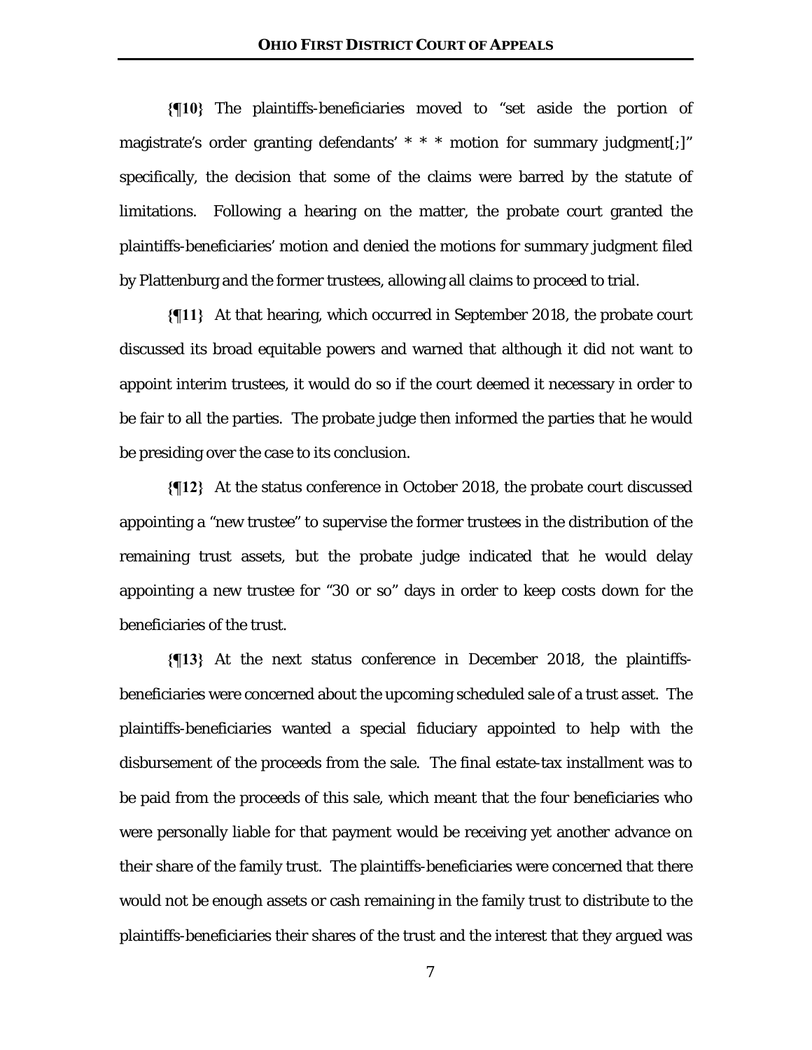**{¶10}** The plaintiffs-beneficiaries moved to "set aside the portion of magistrate's order granting defendants' * * * motion for summary judgment[;]" specifically, the decision that some of the claims were barred by the statute of limitations. Following a hearing on the matter, the probate court granted the plaintiffs-beneficiaries' motion and denied the motions for summary judgment filed by Plattenburg and the former trustees, allowing all claims to proceed to trial.

**{¶11}** At that hearing, which occurred in September 2018, the probate court discussed its broad equitable powers and warned that although it did not want to appoint interim trustees, it would do so if the court deemed it necessary in order to be fair to all the parties. The probate judge then informed the parties that he would be presiding over the case to its conclusion.

**{¶12}** At the status conference in October 2018, the probate court discussed appointing a "new trustee" to supervise the former trustees in the distribution of the remaining trust assets, but the probate judge indicated that he would delay appointing a new trustee for "30 or so" days in order to keep costs down for the beneficiaries of the trust.

**{¶13}** At the next status conference in December 2018, the plaintiffs-beneficiaries were concerned about the upcoming scheduled sale of a trust asset. The plaintiffs-beneficiaries wanted a special fiduciary appointed to help with the disbursement of the proceeds from the sale. The final estate-tax installment was to be paid from the proceeds of this sale, which meant that the four beneficiaries who were personally liable for that payment would be receiving yet another advance on their share of the family trust. The plaintiffs-beneficiaries were concerned that there would not be enough assets or cash remaining in the family trust to distribute to the plaintiffs-beneficiaries their shares of the trust and the interest that they argued was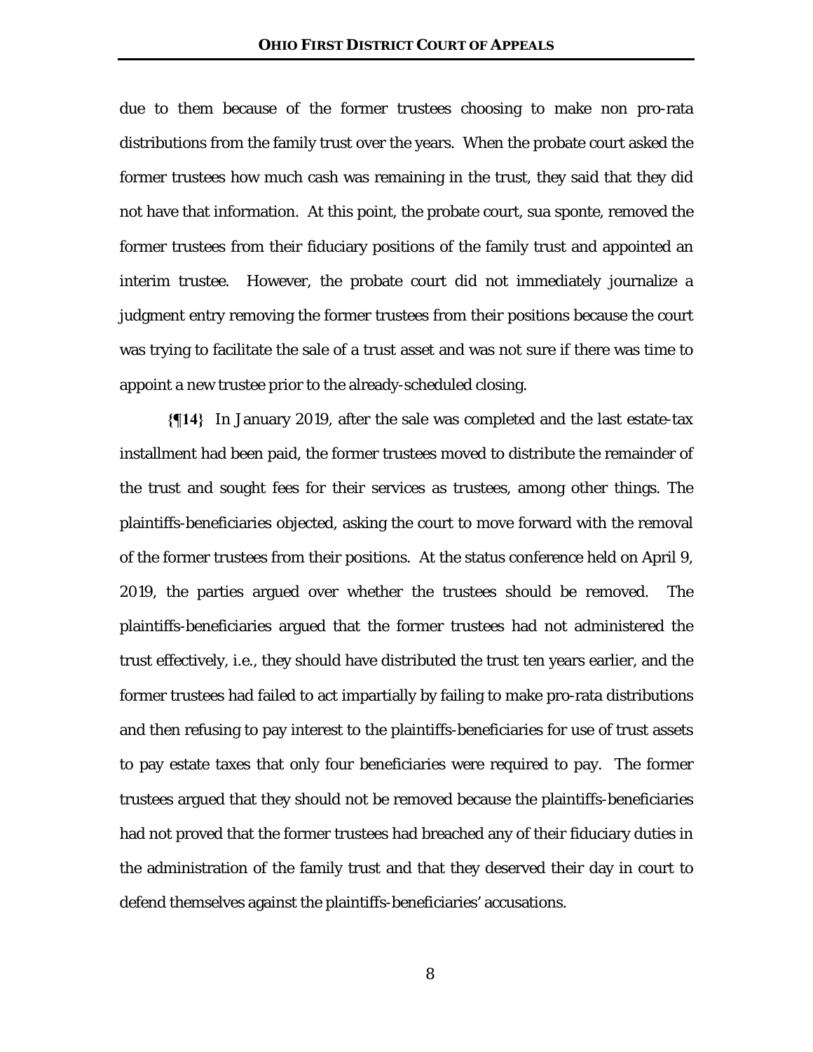due to them because of the former trustees choosing to make non pro-rata distributions from the family trust over the years. When the probate court asked the former trustees how much cash was remaining in the trust, they said that they did not have that information. At this point, the probate court, sua sponte, removed the former trustees from their fiduciary positions of the family trust and appointed an interim trustee. However, the probate court did not immediately journalize a judgment entry removing the former trustees from their positions because the court was trying to facilitate the sale of a trust asset and was not sure if there was time to appoint a new trustee prior to the already-scheduled closing.

**{¶14}** In January 2019, after the sale was completed and the last estate-tax installment had been paid, the former trustees moved to distribute the remainder of the trust and sought fees for their services as trustees, among other things. The plaintiffs-beneficiaries objected, asking the court to move forward with the removal of the former trustees from their positions. At the status conference held on April 9, 2019, the parties argued over whether the trustees should be removed. The plaintiffs-beneficiaries argued that the former trustees had not administered the trust effectively, i.e., they should have distributed the trust ten years earlier, and the former trustees had failed to act impartially by failing to make pro-rata distributions and then refusing to pay interest to the plaintiffs-beneficiaries for use of trust assets to pay estate taxes that only four beneficiaries were required to pay. The former trustees argued that they should not be removed because the plaintiffs-beneficiaries had not proved that the former trustees had breached any of their fiduciary duties in the administration of the family trust and that they deserved their day in court to defend themselves against the plaintiffs-beneficiaries' accusations.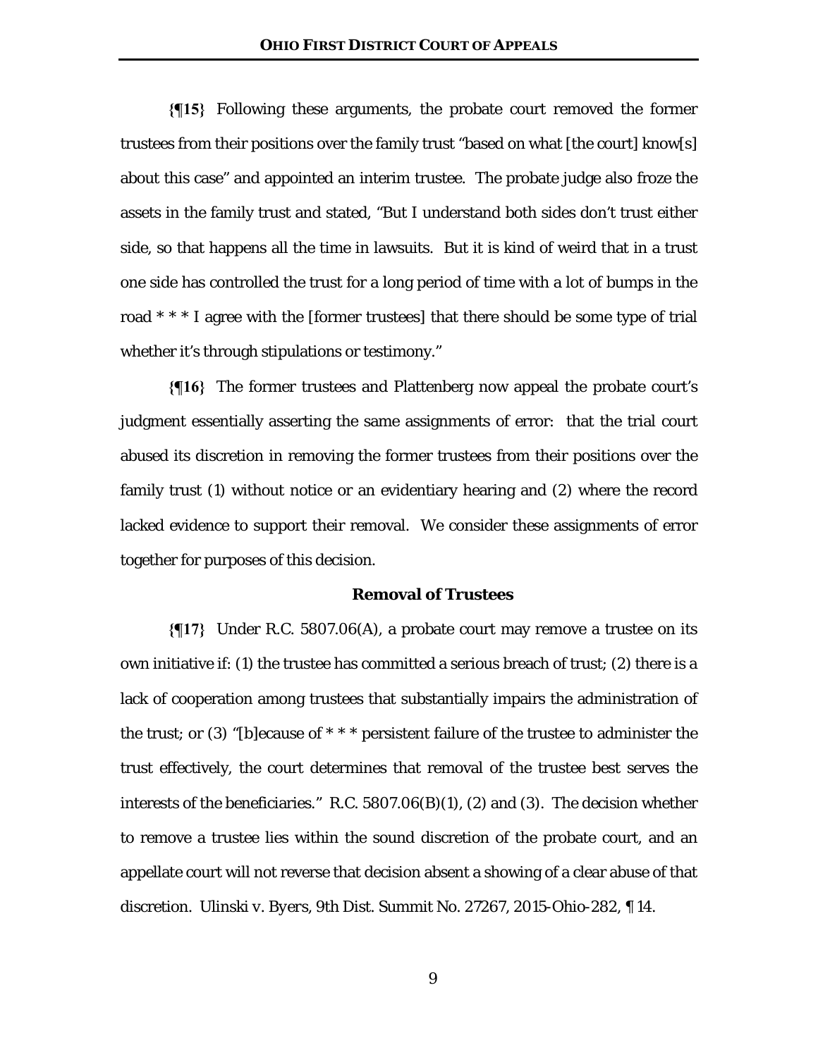**{¶15}** Following these arguments, the probate court removed the former trustees from their positions over the family trust "based on what [the court] know[s] about this case" and appointed an interim trustee. The probate judge also froze the assets in the family trust and stated, "But I understand both sides don't trust either side, so that happens all the time in lawsuits. But it is kind of weird that in a trust one side has controlled the trust for a long period of time with a lot of bumps in the road * * * I agree with the [former trustees] that there should be some type of trial whether it's through stipulations or testimony."

**{¶16}** The former trustees and Plattenberg now appeal the probate court's judgment essentially asserting the same assignments of error: that the trial court abused its discretion in removing the former trustees from their positions over the family trust (1) without notice or an evidentiary hearing and (2) where the record lacked evidence to support their removal. We consider these assignments of error together for purposes of this decision.

### Removal of Trustees

**{¶17}** Under R.C. 5807.06(A), a probate court may remove a trustee on its own initiative if: (1) the trustee has committed a serious breach of trust; (2) there is a lack of cooperation among trustees that substantially impairs the administration of the trust; or (3) "[b]ecause of * * * persistent failure of the trustee to administer the trust effectively, the court determines that removal of the trustee best serves the interests of the beneficiaries." R.C. 5807.06(B)(1), (2) and (3). The decision whether to remove a trustee lies within the sound discretion of the probate court, and an appellate court will not reverse that decision absent a showing of a clear abuse of that discretion. *Ulinski v. Byers*, 9th Dist. Summit No. 27267, 2015-Ohio-282, ¶ 14.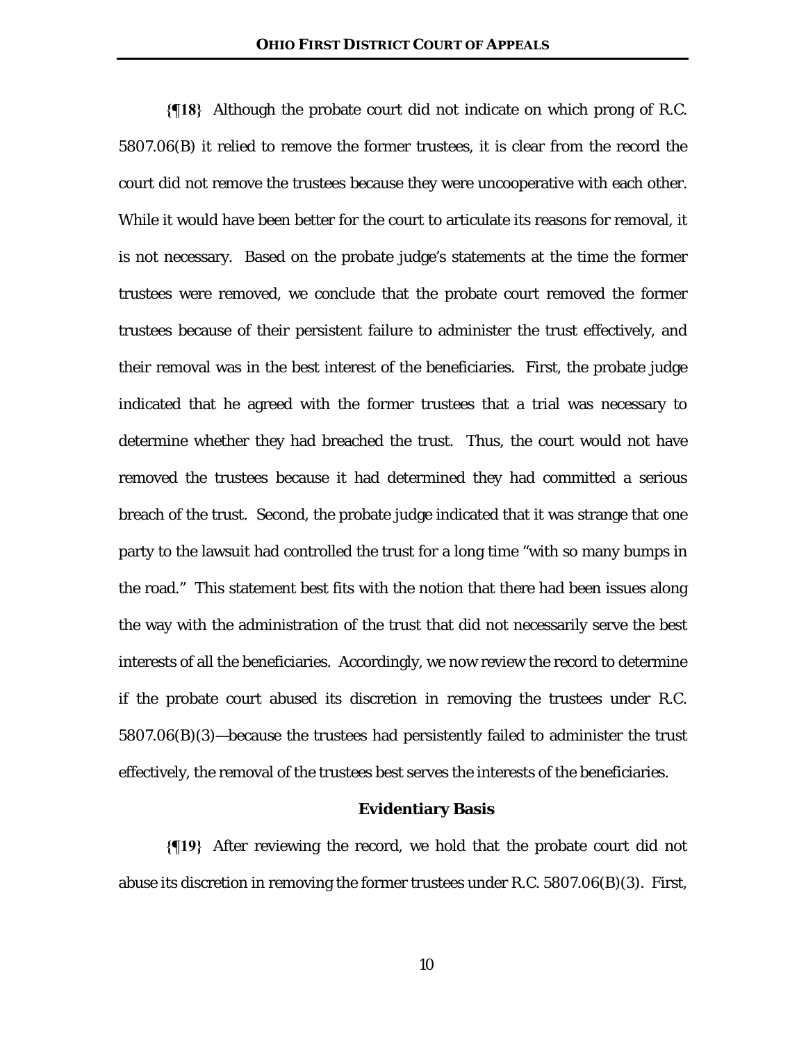**{¶18}** Although the probate court did not indicate on which prong of R.C. 5807.06(B) it relied to remove the former trustees, it is clear from the record the court did not remove the trustees because they were uncooperative with each other. While it would have been better for the court to articulate its reasons for removal, it is not necessary. Based on the probate judge's statements at the time the former trustees were removed, we conclude that the probate court removed the former trustees because of their persistent failure to administer the trust effectively, and their removal was in the best interest of the beneficiaries. First, the probate judge indicated that he agreed with the former trustees that a trial was necessary to determine whether they had breached the trust. Thus, the court would not have removed the trustees because it had determined they had committed a serious breach of the trust. Second, the probate judge indicated that it was strange that one party to the lawsuit had controlled the trust for a long time "with so many bumps in the road." This statement best fits with the notion that there had been issues along the way with the administration of the trust that did not necessarily serve the best interests of all the beneficiaries. Accordingly, we now review the record to determine if the probate court abused its discretion in removing the trustees under R.C. 5807.06(B)(3)—because the trustees had persistently failed to administer the trust effectively, the removal of the trustees best serves the interests of the beneficiaries.

## Evidentiary Basis

**{¶19}** After reviewing the record, we hold that the probate court did not abuse its discretion in removing the former trustees under R.C. 5807.06(B)(3). First,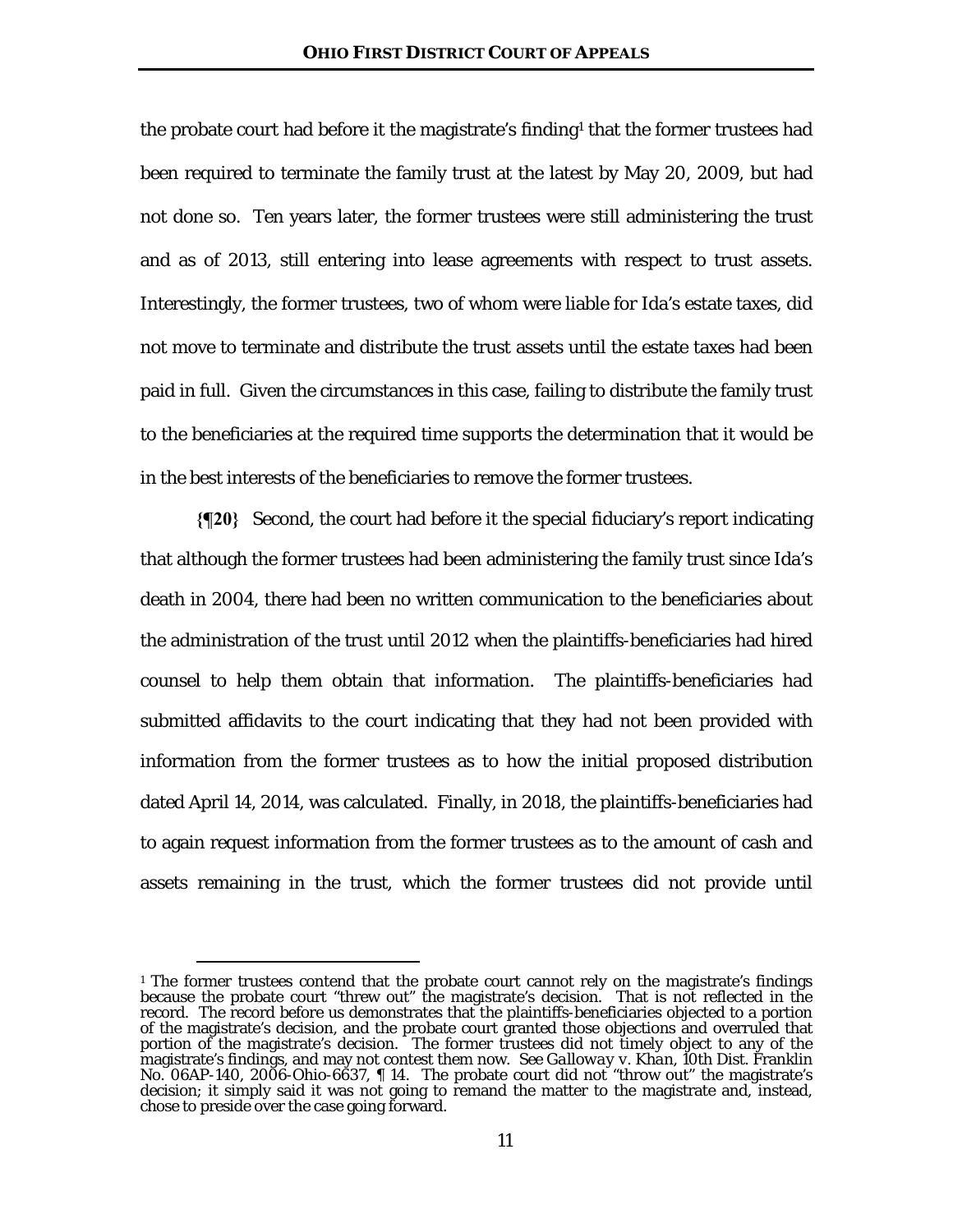the probate court had before it the magistrate's finding[1] that the former trustees had been required to terminate the family trust at the latest by May 20, 2009, but had not done so. Ten years later, the former trustees were still administering the trust and as of 2013, still entering into lease agreements with respect to trust assets. Interestingly, the former trustees, two of whom were liable for Ida's estate taxes, did not move to terminate and distribute the trust assets until the estate taxes had been paid in full. Given the circumstances in this case, failing to distribute the family trust to the beneficiaries at the required time supports the determination that it would be in the best interests of the beneficiaries to remove the former trustees.

**{¶20}** Second, the court had before it the special fiduciary's report indicating that although the former trustees had been administering the family trust since Ida's death in 2004, there had been no written communication to the beneficiaries about the administration of the trust until 2012 when the plaintiffs-beneficiaries had hired counsel to help them obtain that information. The plaintiffs-beneficiaries had submitted affidavits to the court indicating that they had not been provided with information from the former trustees as to how the initial proposed distribution dated April 14, 2014, was calculated. Finally, in 2018, the plaintiffs-beneficiaries had to again request information from the former trustees as to the amount of cash and assets remaining in the trust, which the former trustees did not provide until

---

[1] The former trustees contend that the probate court cannot rely on the magistrate's findings because the probate court "threw out" the magistrate's decision. That is not reflected in the record. The record before us demonstrates that the plaintiffs-beneficiaries objected to a portion of the magistrate's decision, and the probate court granted those objections and overruled that portion of the magistrate's decision. The former trustees did not timely object to any of the magistrate's findings, and may not contest them now. *See Galloway v. Khan*, 10th Dist. Franklin No. 06AP-140, 2006-Ohio-6637, ¶ 14. The probate court did not "throw out" the magistrate's decision; it simply said it was not going to remand the matter to the magistrate and, instead, chose to preside over the case going forward.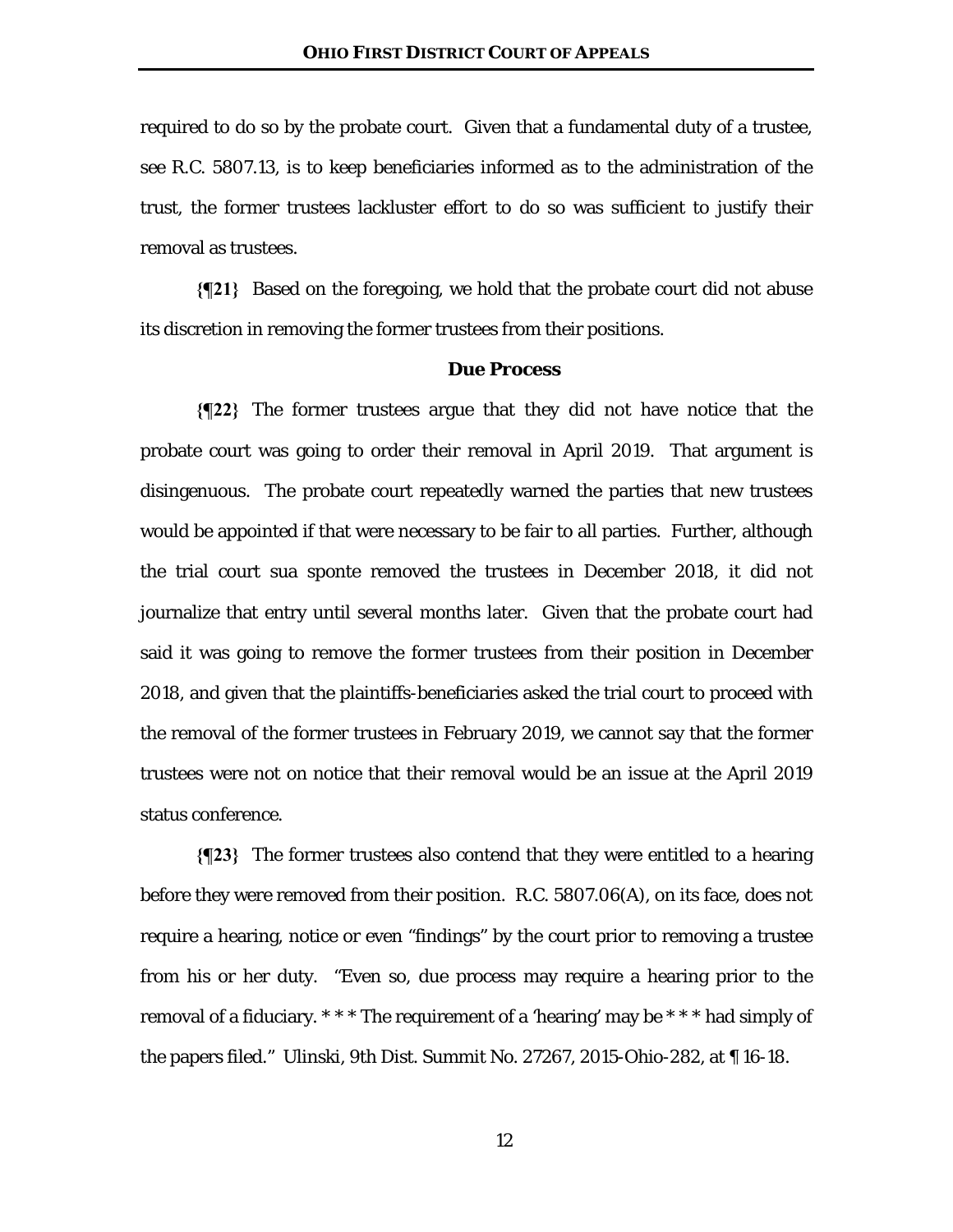required to do so by the probate court. Given that a fundamental duty of a trustee, see R.C. 5807.13, is to keep beneficiaries informed as to the administration of the trust, the former trustees lackluster effort to do so was sufficient to justify their removal as trustees.

**{¶21}** Based on the foregoing, we hold that the probate court did not abuse its discretion in removing the former trustees from their positions.

### Due Process

**{¶22}** The former trustees argue that they did not have notice that the probate court was going to order their removal in April 2019. That argument is disingenuous. The probate court repeatedly warned the parties that new trustees would be appointed if that were necessary to be fair to all parties. Further, although the trial court sua sponte removed the trustees in December 2018, it did not journalize that entry until several months later. Given that the probate court had said it was going to remove the former trustees from their position in December 2018, and given that the plaintiffs-beneficiaries asked the trial court to proceed with the removal of the former trustees in February 2019, we cannot say that the former trustees were not on notice that their removal would be an issue at the April 2019 status conference.

**{¶23}** The former trustees also contend that they were entitled to a hearing before they were removed from their position. R.C. 5807.06(A), on its face, does not require a hearing, notice or even "findings" by the court prior to removing a trustee from his or her duty. "Even so, due process may require a hearing prior to the removal of a fiduciary. * * * The requirement of a 'hearing' may be * * * had simply of the papers filed." Ulinski, 9th Dist. Summit No. 27267, 2015-Ohio-282, at ¶ 16-18.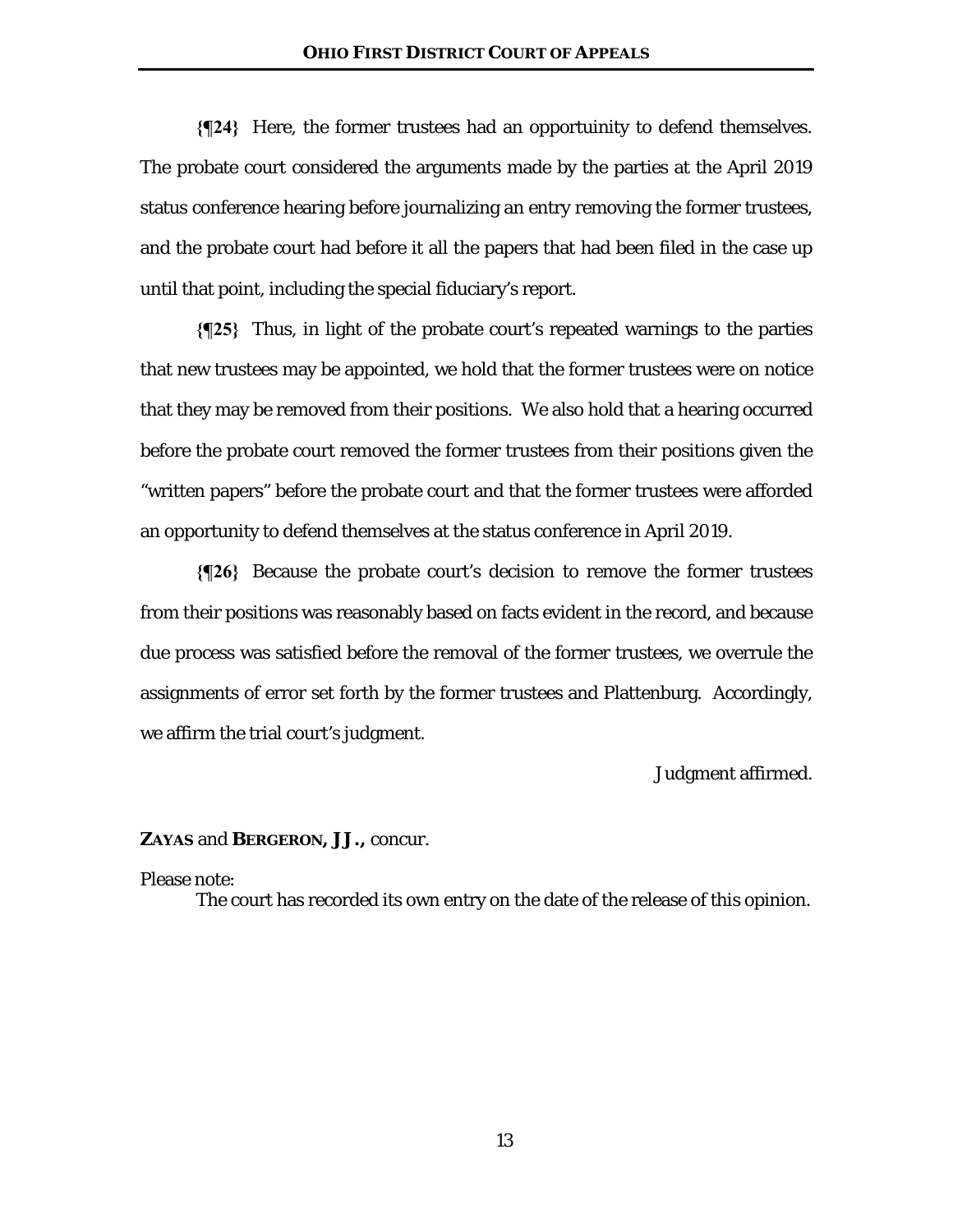**{¶24}** Here, the former trustees had an opportuinity to defend themselves. The probate court considered the arguments made by the parties at the April 2019 status conference hearing before journalizing an entry removing the former trustees, and the probate court had before it all the papers that had been filed in the case up until that point, including the special fiduciary's report.

**{¶25}** Thus, in light of the probate court's repeated warnings to the parties that new trustees may be appointed, we hold that the former trustees were on notice that they may be removed from their positions. We also hold that a hearing occurred before the probate court removed the former trustees from their positions given the "written papers" before the probate court and that the former trustees were afforded an opportunity to defend themselves at the status conference in April 2019.

**{¶26}** Because the probate court's decision to remove the former trustees from their positions was reasonably based on facts evident in the record, and because due process was satisfied before the removal of the former trustees, we overrule the assignments of error set forth by the former trustees and Plattenburg. Accordingly, we affirm the trial court's judgment.

Judgment affirmed.

**ZAYAS** and **BERGERON, JJ.,** concur.

Please note:

The court has recorded its own entry on the date of the release of this opinion.